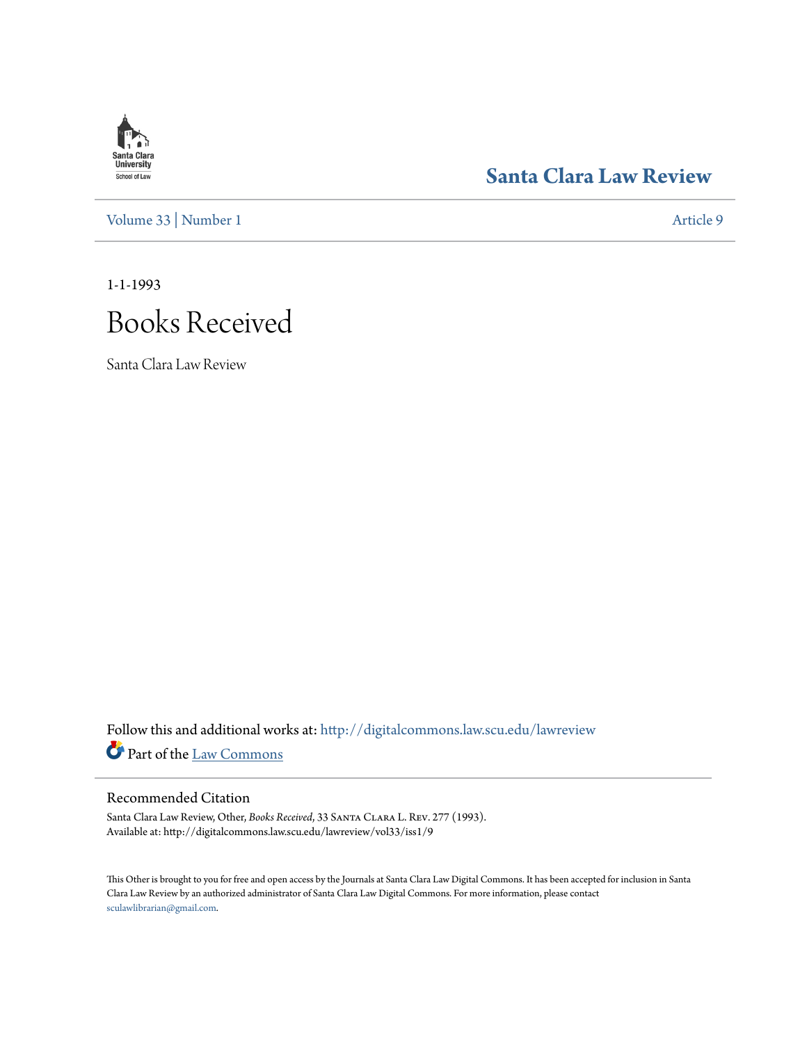Santa Clara Law Review

Volume 33 | Number 1 Article 9

1-1-1993

# Books Received

Santa Clara Law Review

Follow this and additional works at: http://digitalcommons.law.scu.edu/lawreview

Part of the Law Commons

## Recommended Citation

Santa Clara Law Review, Other, *Books Received*, 33 Santa Clara L. Rev. 277 (1993).
Available at: http://digitalcommons.law.scu.edu/lawreview/vol33/iss1/9

This Other is brought to you for free and open access by the Journals at Santa Clara Law Digital Commons. It has been accepted for inclusion in Santa Clara Law Review by an authorized administrator of Santa Clara Law Digital Commons. For more information, please contact sculawlibrarian@gmail.com.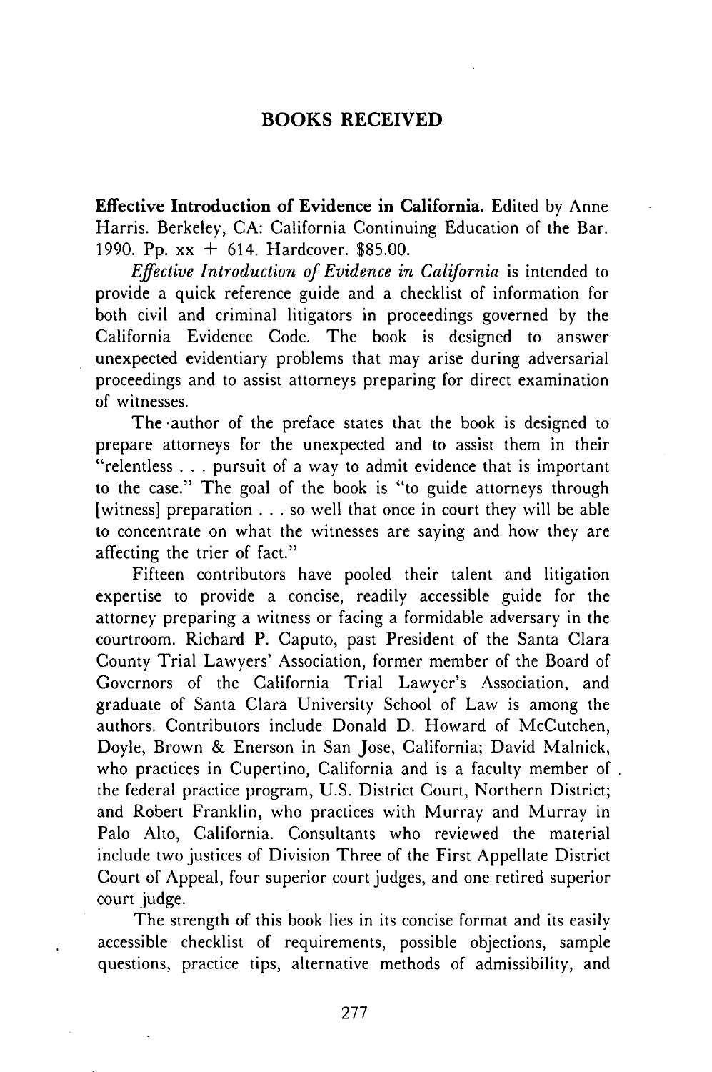## BOOKS RECEIVED

**Effective Introduction of Evidence in California.** Edited by Anne Harris. Berkeley, CA: California Continuing Education of the Bar. 1990. Pp. xx + 614. Hardcover. $85.00.

*Effective Introduction of Evidence in California* is intended to provide a quick reference guide and a checklist of information for both civil and criminal litigators in proceedings governed by the California Evidence Code. The book is designed to answer unexpected evidentiary problems that may arise during adversarial proceedings and to assist attorneys preparing for direct examination of witnesses.

The author of the preface states that the book is designed to prepare attorneys for the unexpected and to assist them in their "relentless . . . pursuit of a way to admit evidence that is important to the case." The goal of the book is "to guide attorneys through [witness] preparation . . . so well that once in court they will be able to concentrate on what the witnesses are saying and how they are affecting the trier of fact."

Fifteen contributors have pooled their talent and litigation expertise to provide a concise, readily accessible guide for the attorney preparing a witness or facing a formidable adversary in the courtroom. Richard P. Caputo, past President of the Santa Clara County Trial Lawyers' Association, former member of the Board of Governors of the California Trial Lawyer's Association, and graduate of Santa Clara University School of Law is among the authors. Contributors include Donald D. Howard of McCutchen, Doyle, Brown & Enerson in San Jose, California; David Malnick, who practices in Cupertino, California and is a faculty member of the federal practice program, U.S. District Court, Northern District; and Robert Franklin, who practices with Murray and Murray in Palo Alto, California. Consultants who reviewed the material include two justices of Division Three of the First Appellate District Court of Appeal, four superior court judges, and one retired superior court judge.

The strength of this book lies in its concise format and its easily accessible checklist of requirements, possible objections, sample questions, practice tips, alternative methods of admissibility, and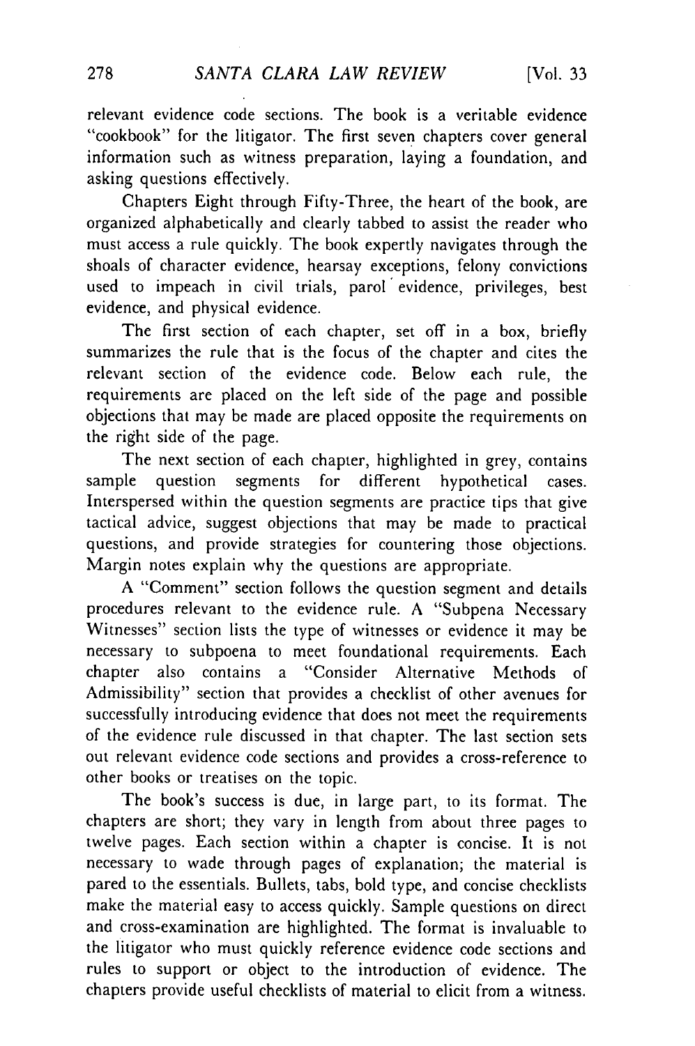relevant evidence code sections. The book is a veritable evidence "cookbook" for the litigator. The first seven chapters cover general information such as witness preparation, laying a foundation, and asking questions effectively.

Chapters Eight through Fifty-Three, the heart of the book, are organized alphabetically and clearly tabbed to assist the reader who must access a rule quickly. The book expertly navigates through the shoals of character evidence, hearsay exceptions, felony convictions used to impeach in civil trials, parol evidence, privileges, best evidence, and physical evidence.

The first section of each chapter, set off in a box, briefly summarizes the rule that is the focus of the chapter and cites the relevant section of the evidence code. Below each rule, the requirements are placed on the left side of the page and possible objections that may be made are placed opposite the requirements on the right side of the page.

The next section of each chapter, highlighted in grey, contains sample question segments for different hypothetical cases. Interspersed within the question segments are practice tips that give tactical advice, suggest objections that may be made to practical questions, and provide strategies for countering those objections. Margin notes explain why the questions are appropriate.

A "Comment" section follows the question segment and details procedures relevant to the evidence rule. A "Subpena Necessary Witnesses" section lists the type of witnesses or evidence it may be necessary to subpoena to meet foundational requirements. Each chapter also contains a "Consider Alternative Methods of Admissibility" section that provides a checklist of other avenues for successfully introducing evidence that does not meet the requirements of the evidence rule discussed in that chapter. The last section sets out relevant evidence code sections and provides a cross-reference to other books or treatises on the topic.

The book's success is due, in large part, to its format. The chapters are short; they vary in length from about three pages to twelve pages. Each section within a chapter is concise. It is not necessary to wade through pages of explanation; the material is pared to the essentials. Bullets, tabs, bold type, and concise checklists make the material easy to access quickly. Sample questions on direct and cross-examination are highlighted. The format is invaluable to the litigator who must quickly reference evidence code sections and rules to support or object to the introduction of evidence. The chapters provide useful checklists of material to elicit from a witness.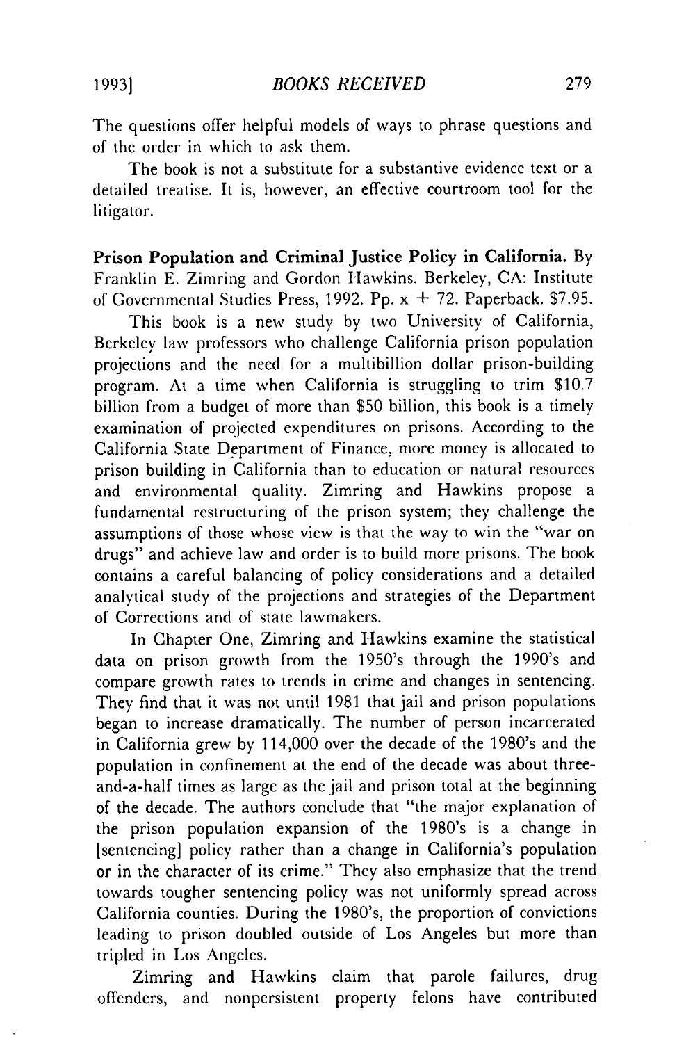The questions offer helpful models of ways to phrase questions and of the order in which to ask them.

The book is not a substitute for a substantive evidence text or a detailed treatise. It is, however, an effective courtroom tool for the litigator.

**Prison Population and Criminal Justice Policy in California.** By Franklin E. Zimring and Gordon Hawkins. Berkeley, CA: Institute of Governmental Studies Press, 1992. Pp. x + 72. Paperback. $7.95.

This book is a new study by two University of California, Berkeley law professors who challenge California prison population projections and the need for a multibillion dollar prison-building program. At a time when California is struggling to trim $10.7 billion from a budget of more than $50 billion, this book is a timely examination of projected expenditures on prisons. According to the California State Department of Finance, more money is allocated to prison building in California than to education or natural resources and environmental quality. Zimring and Hawkins propose a fundamental restructuring of the prison system; they challenge the assumptions of those whose view is that the way to win the "war on drugs" and achieve law and order is to build more prisons. The book contains a careful balancing of policy considerations and a detailed analytical study of the projections and strategies of the Department of Corrections and of state lawmakers.

In Chapter One, Zimring and Hawkins examine the statistical data on prison growth from the 1950's through the 1990's and compare growth rates to trends in crime and changes in sentencing. They find that it was not until 1981 that jail and prison populations began to increase dramatically. The number of person incarcerated in California grew by 114,000 over the decade of the 1980's and the population in confinement at the end of the decade was about three-and-a-half times as large as the jail and prison total at the beginning of the decade. The authors conclude that "the major explanation of the prison population expansion of the 1980's is a change in [sentencing] policy rather than a change in California's population or in the character of its crime." They also emphasize that the trend towards tougher sentencing policy was not uniformly spread across California counties. During the 1980's, the proportion of convictions leading to prison doubled outside of Los Angeles but more than tripled in Los Angeles.

Zimring and Hawkins claim that parole failures, drug offenders, and nonpersistent property felons have contributed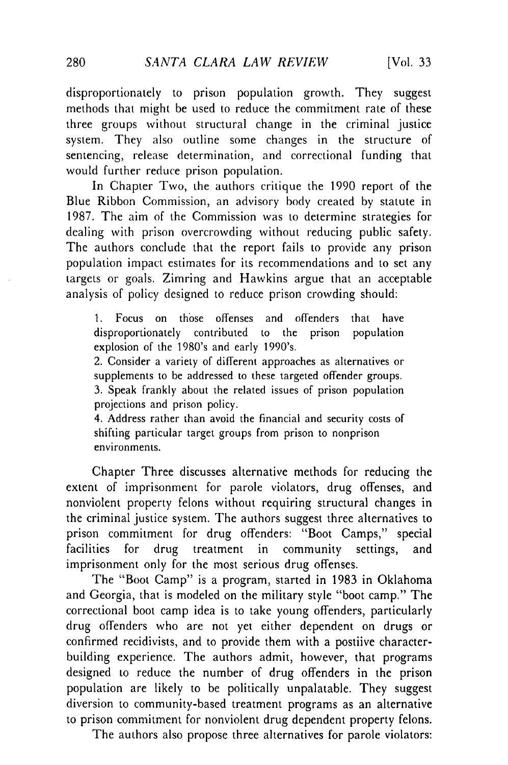disproportionately to prison population growth. They suggest methods that might be used to reduce the commitment rate of these three groups without structural change in the criminal justice system. They also outline some changes in the structure of sentencing, release determination, and correctional funding that would further reduce prison population.

In Chapter Two, the authors critique the 1990 report of the Blue Ribbon Commission, an advisory body created by statute in 1987. The aim of the Commission was to determine strategies for dealing with prison overcrowding without reducing public safety. The authors conclude that the report fails to provide any prison population impact estimates for its recommendations and to set any targets or goals. Zimring and Hawkins argue that an acceptable analysis of policy designed to reduce prison crowding should:

> 1. Focus on those offenses and offenders that have disproportionately contributed to the prison population explosion of the 1980's and early 1990's.
> 2. Consider a variety of different approaches as alternatives or supplements to be addressed to these targeted offender groups.
> 3. Speak frankly about the related issues of prison population projections and prison policy.
> 4. Address rather than avoid the financial and security costs of shifting particular target groups from prison to nonprison environments.

Chapter Three discusses alternative methods for reducing the extent of imprisonment for parole violators, drug offenses, and nonviolent property felons without requiring structural changes in the criminal justice system. The authors suggest three alternatives to prison commitment for drug offenders: "Boot Camps," special facilities for drug treatment in community settings, and imprisonment only for the most serious drug offenses.

The "Boot Camp" is a program, started in 1983 in Oklahoma and Georgia, that is modeled on the military style "boot camp." The correctional boot camp idea is to take young offenders, particularly drug offenders who are not yet either dependent on drugs or confirmed recidivists, and to provide them with a postiive character-building experience. The authors admit, however, that programs designed to reduce the number of drug offenders in the prison population are likely to be politically unpalatable. They suggest diversion to community-based treatment programs as an alternative to prison commitment for nonviolent drug dependent property felons.

The authors also propose three alternatives for parole violators: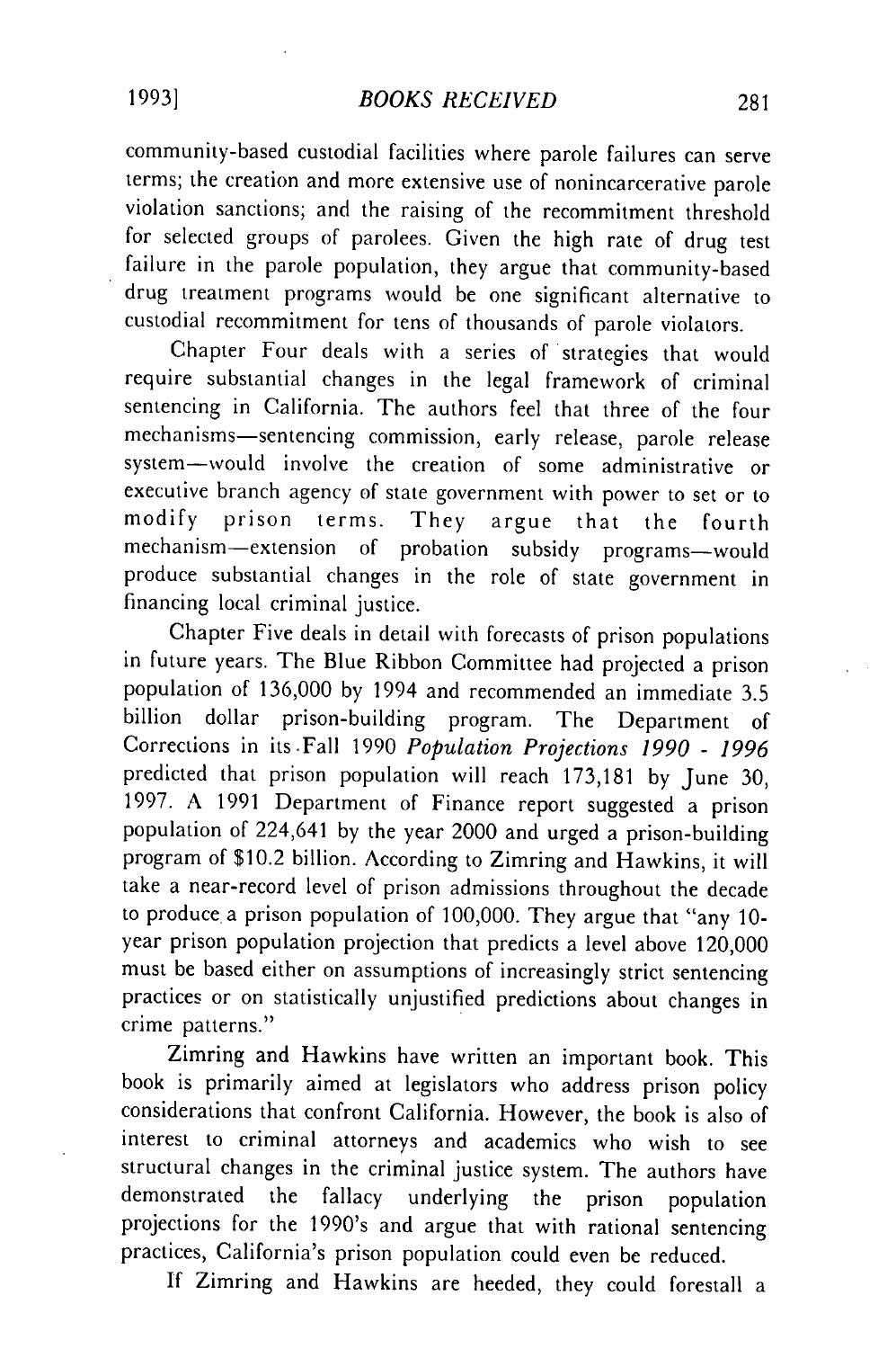community-based custodial facilities where parole failures can serve terms; the creation and more extensive use of nonincarcerative parole violation sanctions; and the raising of the recommitment threshold for selected groups of parolees. Given the high rate of drug test failure in the parole population, they argue that community-based drug treatment programs would be one significant alternative to custodial recommitment for tens of thousands of parole violators.

Chapter Four deals with a series of strategies that would require substantial changes in the legal framework of criminal sentencing in California. The authors feel that three of the four mechanisms—sentencing commission, early release, parole release system—would involve the creation of some administrative or executive branch agency of state government with power to set or to modify prison terms. They argue that the fourth mechanism—extension of probation subsidy programs—would produce substantial changes in the role of state government in financing local criminal justice.

Chapter Five deals in detail with forecasts of prison populations in future years. The Blue Ribbon Committee had projected a prison population of 136,000 by 1994 and recommended an immediate 3.5 billion dollar prison-building program. The Department of Corrections in its Fall 1990 *Population Projections 1990 - 1996* predicted that prison population will reach 173,181 by June 30, 1997. A 1991 Department of Finance report suggested a prison population of 224,641 by the year 2000 and urged a prison-building program of $10.2 billion. According to Zimring and Hawkins, it will take a near-record level of prison admissions throughout the decade to produce a prison population of 100,000. They argue that "any 10-year prison population projection that predicts a level above 120,000 must be based either on assumptions of increasingly strict sentencing practices or on statistically unjustified predictions about changes in crime patterns."

Zimring and Hawkins have written an important book. This book is primarily aimed at legislators who address prison policy considerations that confront California. However, the book is also of interest to criminal attorneys and academics who wish to see structural changes in the criminal justice system. The authors have demonstrated the fallacy underlying the prison population projections for the 1990's and argue that with rational sentencing practices, California's prison population could even be reduced.

If Zimring and Hawkins are heeded, they could forestall a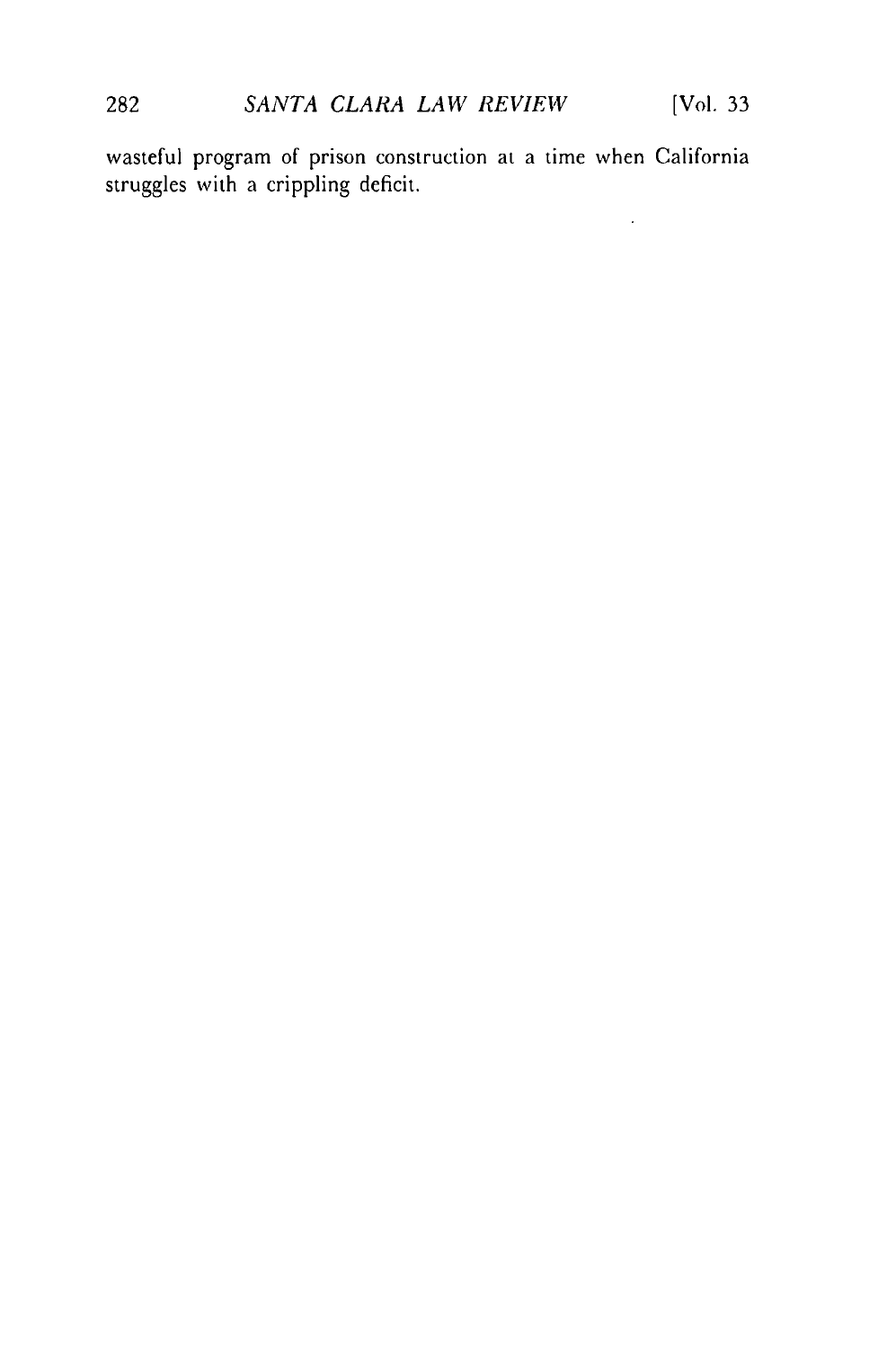wasteful program of prison construction at a time when California struggles with a crippling deficit.